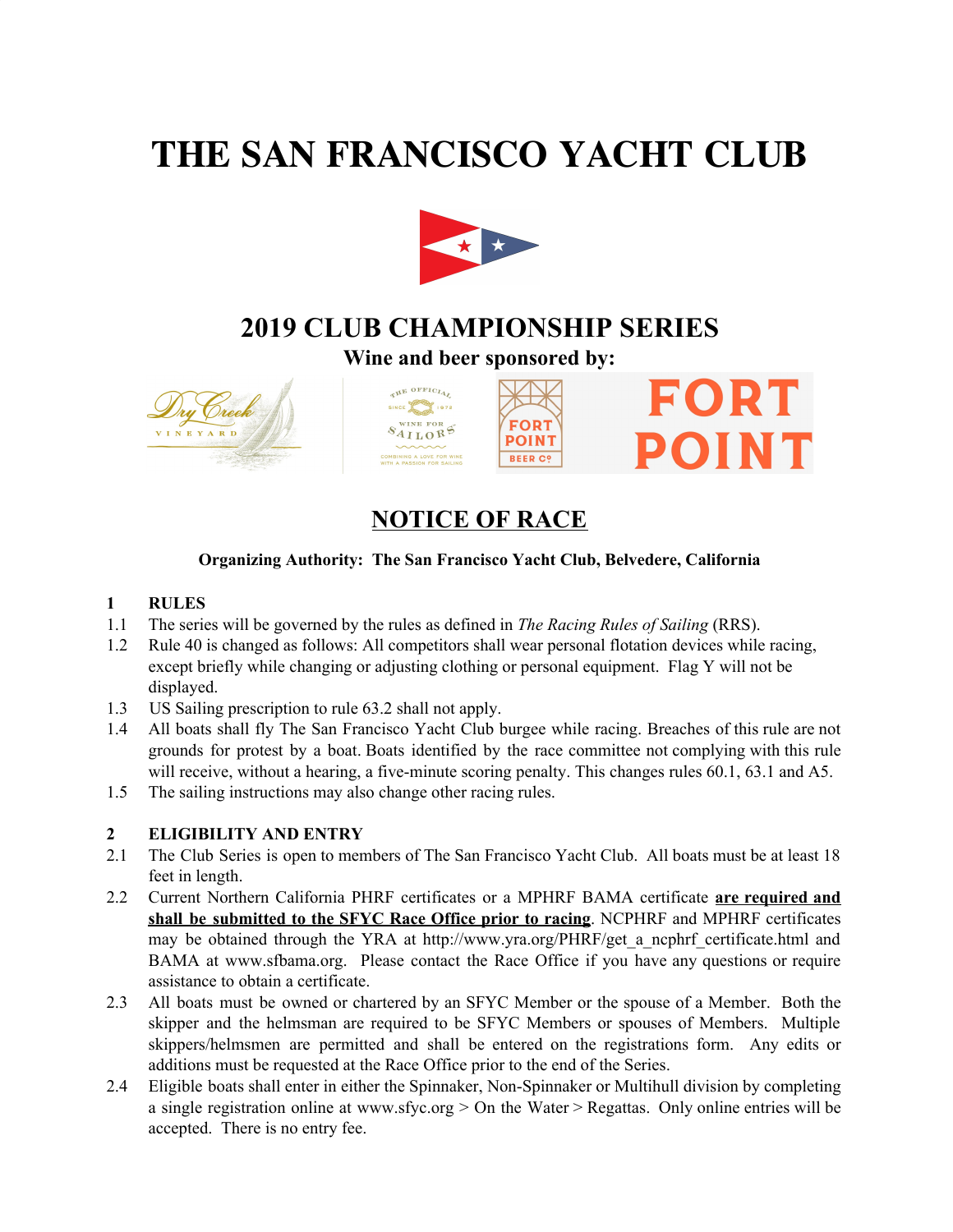# THE SAN FRANCISCO YACHT CLUB

## 2019 CLUB CHAMPIONSHIP SERIES

**Wine and beer sponsored by:**

## NOTICE OF RACE

**Organizing Authority: The San Francisco Yacht Club, Belvedere, California**

### 1 RULES

1.1 The series will be governed by the rules as defined in *The Racing Rules of Sailing* (RRS).

1.2 Rule 40 is changed as follows: All competitors shall wear personal flotation devices while racing, except briefly while changing or adjusting clothing or personal equipment. Flag Y will not be displayed.

1.3 US Sailing prescription to rule 63.2 shall not apply.

1.4 All boats shall fly The San Francisco Yacht Club burgee while racing. Breaches of this rule are not grounds for protest by a boat. Boats identified by the race committee not complying with this rule will receive, without a hearing, a five-minute scoring penalty. This changes rules 60.1, 63.1 and A5.

1.5 The sailing instructions may also change other racing rules.

### 2 ELIGIBILITY AND ENTRY

2.1 The Club Series is open to members of The San Francisco Yacht Club. All boats must be at least 18 feet in length.

2.2 Current Northern California PHRF certificates or a MPHRF BAMA certificate **are required and shall be submitted to the SFYC Race Office prior to racing**. NCPHRF and MPHRF certificates may be obtained through the YRA at http://www.yra.org/PHRF/get_a_ncphrf_certificate.html and BAMA at www.sfbama.org. Please contact the Race Office if you have any questions or require assistance to obtain a certificate.

2.3 All boats must be owned or chartered by an SFYC Member or the spouse of a Member. Both the skipper and the helmsman are required to be SFYC Members or spouses of Members. Multiple skippers/helmsmen are permitted and shall be entered on the registrations form. Any edits or additions must be requested at the Race Office prior to the end of the Series.

2.4 Eligible boats shall enter in either the Spinnaker, Non-Spinnaker or Multihull division by completing a single registration online at www.sfyc.org > On the Water > Regattas. Only online entries will be accepted. There is no entry fee.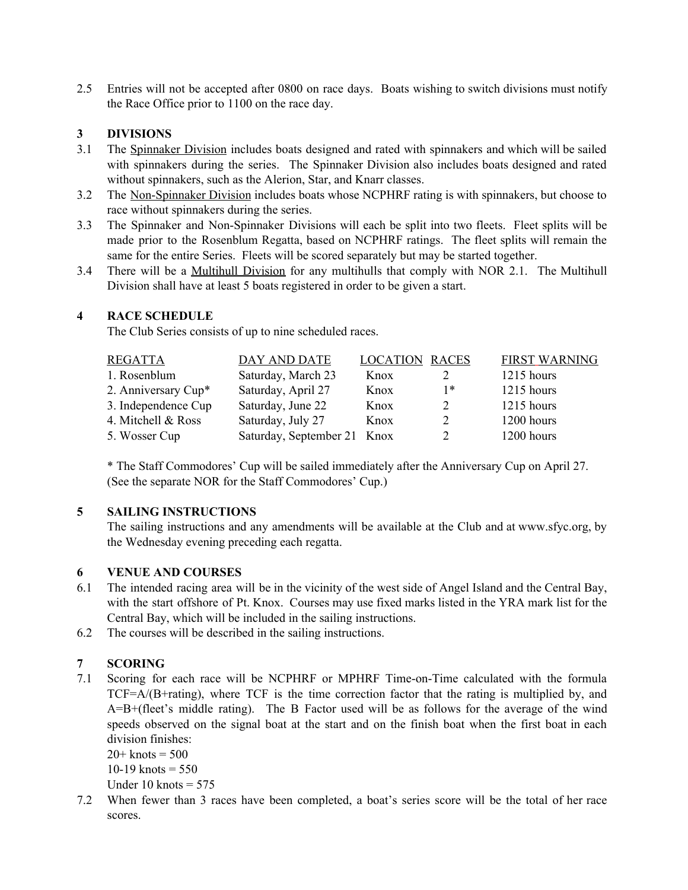2.5 Entries will not be accepted after 0800 on race days. Boats wishing to switch divisions must notify the Race Office prior to 1100 on the race day.

## 3 DIVISIONS

3.1 The <u>Spinnaker Division</u> includes boats designed and rated with spinnakers and which will be sailed with spinnakers during the series. The Spinnaker Division also includes boats designed and rated without spinnakers, such as the Alerion, Star, and Knarr classes.

3.2 The <u>Non-Spinnaker Division</u> includes boats whose NCPHRF rating is with spinnakers, but choose to race without spinnakers during the series.

3.3 The Spinnaker and Non-Spinnaker Divisions will each be split into two fleets. Fleet splits will be made prior to the Rosenblum Regatta, based on NCPHRF ratings. The fleet splits will remain the same for the entire Series. Fleets will be scored separately but may be started together.

3.4 There will be a <u>Multihull Division</u> for any multihulls that comply with NOR 2.1. The Multihull Division shall have at least 5 boats registered in order to be given a start.

## 4 RACE SCHEDULE

The Club Series consists of up to nine scheduled races.

| REGATTA | DAY AND DATE | LOCATION | RACES | FIRST WARNING |
|---|---|---|---|---|
| 1. Rosenblum | Saturday, March 23 | Knox | 2 | 1215 hours |
| 2. Anniversary Cup* | Saturday, April 27 | Knox | 1* | 1215 hours |
| 3. Independence Cup | Saturday, June 22 | Knox | 2 | 1215 hours |
| 4. Mitchell & Ross | Saturday, July 27 | Knox | 2 | 1200 hours |
| 5. Wosser Cup | Saturday, September 21 | Knox | 2 | 1200 hours |

* The Staff Commodores' Cup will be sailed immediately after the Anniversary Cup on April 27. (See the separate NOR for the Staff Commodores' Cup.)

## 5 SAILING INSTRUCTIONS

The sailing instructions and any amendments will be available at the Club and at www.sfyc.org, by the Wednesday evening preceding each regatta.

## 6 VENUE AND COURSES

6.1 The intended racing area will be in the vicinity of the west side of Angel Island and the Central Bay, with the start offshore of Pt. Knox. Courses may use fixed marks listed in the YRA mark list for the Central Bay, which will be included in the sailing instructions.

6.2 The courses will be described in the sailing instructions.

## 7 SCORING

7.1 Scoring for each race will be NCPHRF or MPHRF Time-on-Time calculated with the formula TCF=A/(B+rating), where TCF is the time correction factor that the rating is multiplied by, and A=B+(fleet's middle rating). The B Factor used will be as follows for the average of the wind speeds observed on the signal boat at the start and on the finish boat when the first boat in each division finishes:
20+ knots = 500
10-19 knots = 550
Under 10 knots = 575

7.2 When fewer than 3 races have been completed, a boat's series score will be the total of her race scores.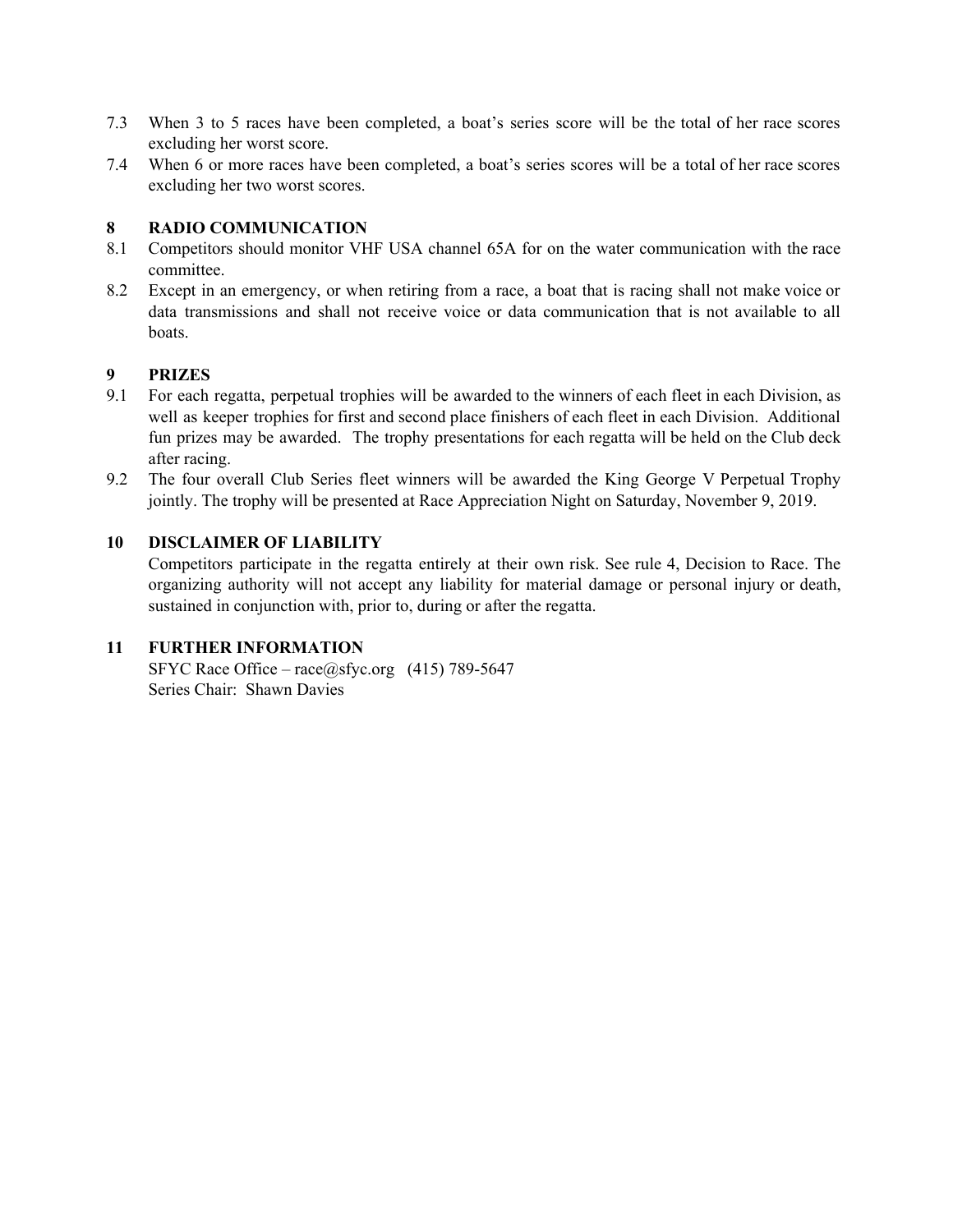7.3 When 3 to 5 races have been completed, a boat's series score will be the total of her race scores excluding her worst score.

7.4 When 6 or more races have been completed, a boat's series scores will be a total of her race scores excluding her two worst scores.

## 8 RADIO COMMUNICATION

8.1 Competitors should monitor VHF USA channel 65A for on the water communication with the race committee.

8.2 Except in an emergency, or when retiring from a race, a boat that is racing shall not make voice or data transmissions and shall not receive voice or data communication that is not available to all boats.

## 9 PRIZES

9.1 For each regatta, perpetual trophies will be awarded to the winners of each fleet in each Division, as well as keeper trophies for first and second place finishers of each fleet in each Division. Additional fun prizes may be awarded. The trophy presentations for each regatta will be held on the Club deck after racing.

9.2 The four overall Club Series fleet winners will be awarded the King George V Perpetual Trophy jointly. The trophy will be presented at Race Appreciation Night on Saturday, November 9, 2019.

## 10 DISCLAIMER OF LIABILITY

Competitors participate in the regatta entirely at their own risk. See rule 4, Decision to Race. The organizing authority will not accept any liability for material damage or personal injury or death, sustained in conjunction with, prior to, during or after the regatta.

## 11 FURTHER INFORMATION

SFYC Race Office – race@sfyc.org (415) 789-5647
Series Chair: Shawn Davies